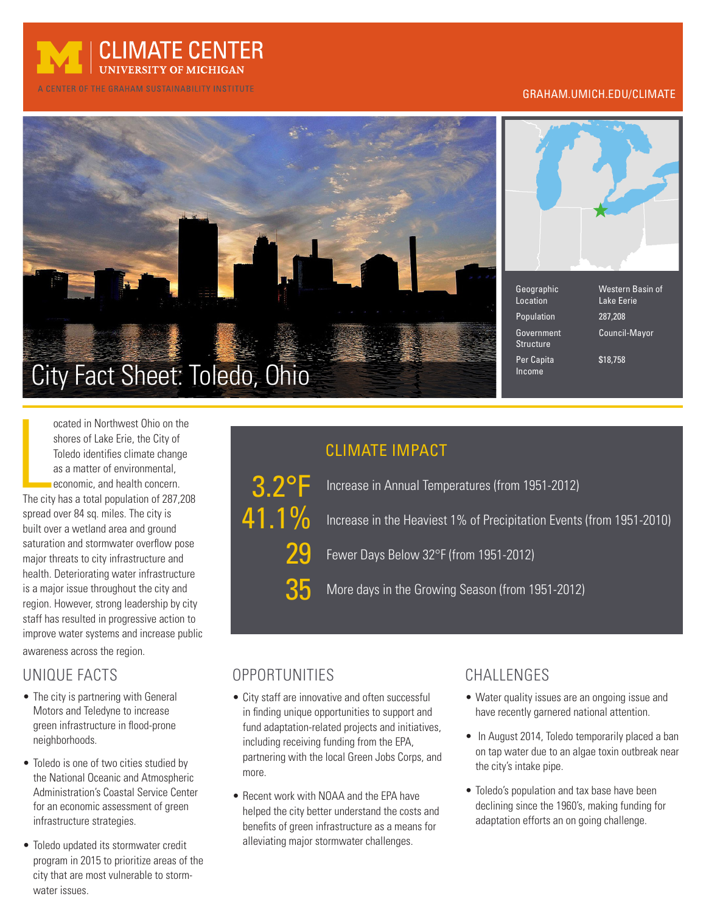CLIMATE CENTER
UNIVERSITY OF MICHIGAN

A CENTER OF THE GRAHAM SUSTAINABILITY INSTITUTE

GRAHAM.UMICH.EDU/CLIMATE

# City Fact Sheet: Toledo, Ohio

| | |
|---|---|
| Geographic Location | Western Basin of Lake Eerie |
| Population | 287,208 |
| Government Structure | Council-Mayor |
| Per Capita Income | $18,758 |

Located in Northwest Ohio on the shores of Lake Erie, the City of Toledo identifies climate change as a matter of environmental, economic, and health concern. The city has a total population of 287,208 spread over 84 sq. miles. The city is built over a wetland area and ground saturation and stormwater overflow pose major threats to city infrastructure and health. Deteriorating water infrastructure is a major issue throughout the city and region. However, strong leadership by city staff has resulted in progressive action to improve water systems and increase public awareness across the region.

## CLIMATE IMPACT

| | |
|---|---|
| 3.2°F | Increase in Annual Temperatures (from 1951-2012) |
| 41.1% | Increase in the Heaviest 1% of Precipitation Events (from 1951-2010) |
| 29 | Fewer Days Below 32°F (from 1951-2012) |
| 35 | More days in the Growing Season (from 1951-2012) |

## UNIQUE FACTS

- The city is partnering with General Motors and Teledyne to increase green infrastructure in flood-prone neighborhoods.
- Toledo is one of two cities studied by the National Oceanic and Atmospheric Administration's Coastal Service Center for an economic assessment of green infrastructure strategies.
- Toledo updated its stormwater credit program in 2015 to prioritize areas of the city that are most vulnerable to storm-water issues.

## OPPORTUNITIES

- City staff are innovative and often successful in finding unique opportunities to support and fund adaptation-related projects and initiatives, including receiving funding from the EPA, partnering with the local Green Jobs Corps, and more.
- Recent work with NOAA and the EPA have helped the city better understand the costs and benefits of green infrastructure as a means for alleviating major stormwater challenges.

## CHALLENGES

- Water quality issues are an ongoing issue and have recently garnered national attention.
- In August 2014, Toledo temporarily placed a ban on tap water due to an algae toxin outbreak near the city's intake pipe.
- Toledo's population and tax base have been declining since the 1960's, making funding for adaptation efforts an on going challenge.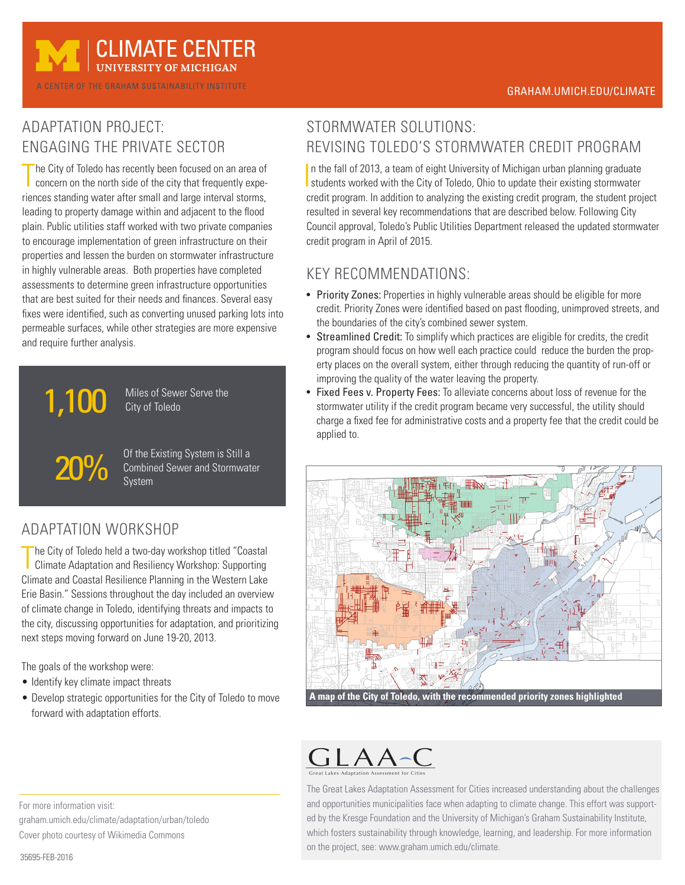# CLIMATE CENTER

UNIVERSITY OF MICHIGAN

A CENTER OF THE GRAHAM SUSTAINABILITY INSTITUTE

GRAHAM.UMICH.EDU/CLIMATE

## ADAPTATION PROJECT: ENGAGING THE PRIVATE SECTOR

The City of Toledo has recently been focused on an area of concern on the north side of the city that frequently experiences standing water after small and large interval storms, leading to property damage within and adjacent to the flood plain. Public utilities staff worked with two private companies to encourage implementation of green infrastructure on their properties and lessen the burden on stormwater infrastructure in highly vulnerable areas. Both properties have completed assessments to determine green infrastructure opportunities that are best suited for their needs and finances. Several easy fixes were identified, such as converting unused parking lots into permeable surfaces, while other strategies are more expensive and require further analysis.

**1,100** Miles of Sewer Serve the City of Toledo

**20%** Of the Existing System is Still a Combined Sewer and Stormwater System

## ADAPTATION WORKSHOP

The City of Toledo held a two-day workshop titled "Coastal Climate Adaptation and Resiliency Workshop: Supporting Climate and Coastal Resilience Planning in the Western Lake Erie Basin." Sessions throughout the day included an overview of climate change in Toledo, identifying threats and impacts to the city, discussing opportunities for adaptation, and prioritizing next steps moving forward on June 19-20, 2013.

The goals of the workshop were:

- Identify key climate impact threats
- Develop strategic opportunities for the City of Toledo to move forward with adaptation efforts.

## STORMWATER SOLUTIONS: REVISING TOLEDO'S STORMWATER CREDIT PROGRAM

In the fall of 2013, a team of eight University of Michigan urban planning graduate students worked with the City of Toledo, Ohio to update their existing stormwater credit program. In addition to analyzing the existing credit program, the student project resulted in several key recommendations that are described below. Following City Council approval, Toledo's Public Utilities Department released the updated stormwater credit program in April of 2015.

## KEY RECOMMENDATIONS:

- Priority Zones: Properties in highly vulnerable areas should be eligible for more credit. Priority Zones were identified based on past flooding, unimproved streets, and the boundaries of the city's combined sewer system.
- Streamlined Credit: To simplify which practices are eligible for credits, the credit program should focus on how well each practice could reduce the burden the property places on the overall system, either through reducing the quantity of run-off or improving the quality of the water leaving the property.
- Fixed Fees v. Property Fees: To alleviate concerns about loss of revenue for the stormwater utility if the credit program became very successful, the utility should charge a fixed fee for administrative costs and a property fee that the credit could be applied to.

**A map of the City of Toledo, with the recommended priority zones highlighted**

GLAA-C

Great Lakes Adaptation Assessment for Cities

The Great Lakes Adaptation Assessment for Cities increased understanding about the challenges and opportunities municipalities face when adapting to climate change. This effort was supported by the Kresge Foundation and the University of Michigan's Graham Sustainability Institute, which fosters sustainability through knowledge, learning, and leadership. For more information on the project, see: www.graham.umich.edu/climate.

For more information visit:
graham.umich.edu/climate/adaptation/urban/toledo
Cover photo courtesy of Wikimedia Commons

35695-FEB-2016